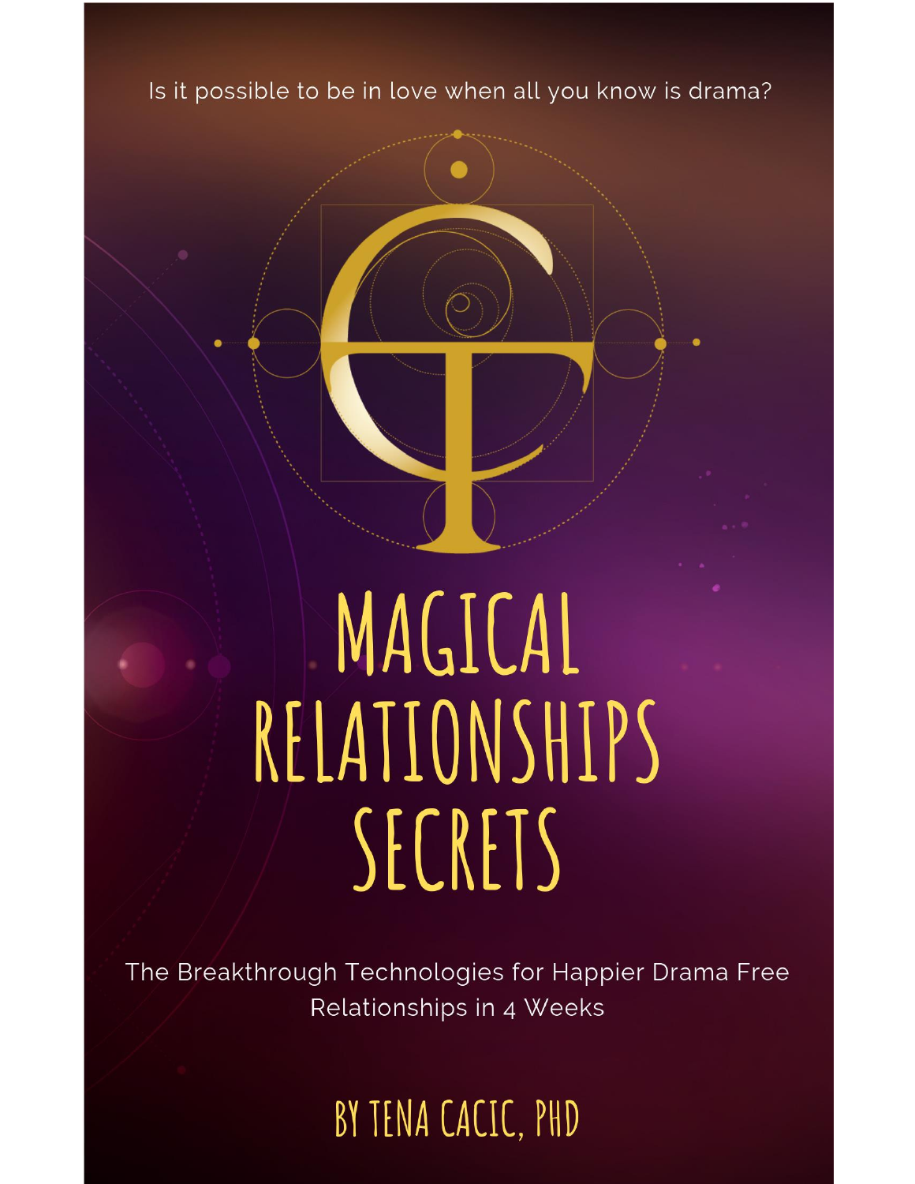Is it possible to be in love when all you know is drama?

# MAGICAL RELATIONSHIPS SECRETS

The Breakthrough Technologies for Happier Drama Free Relationships in 4 Weeks

BY TENA CACIC, PHD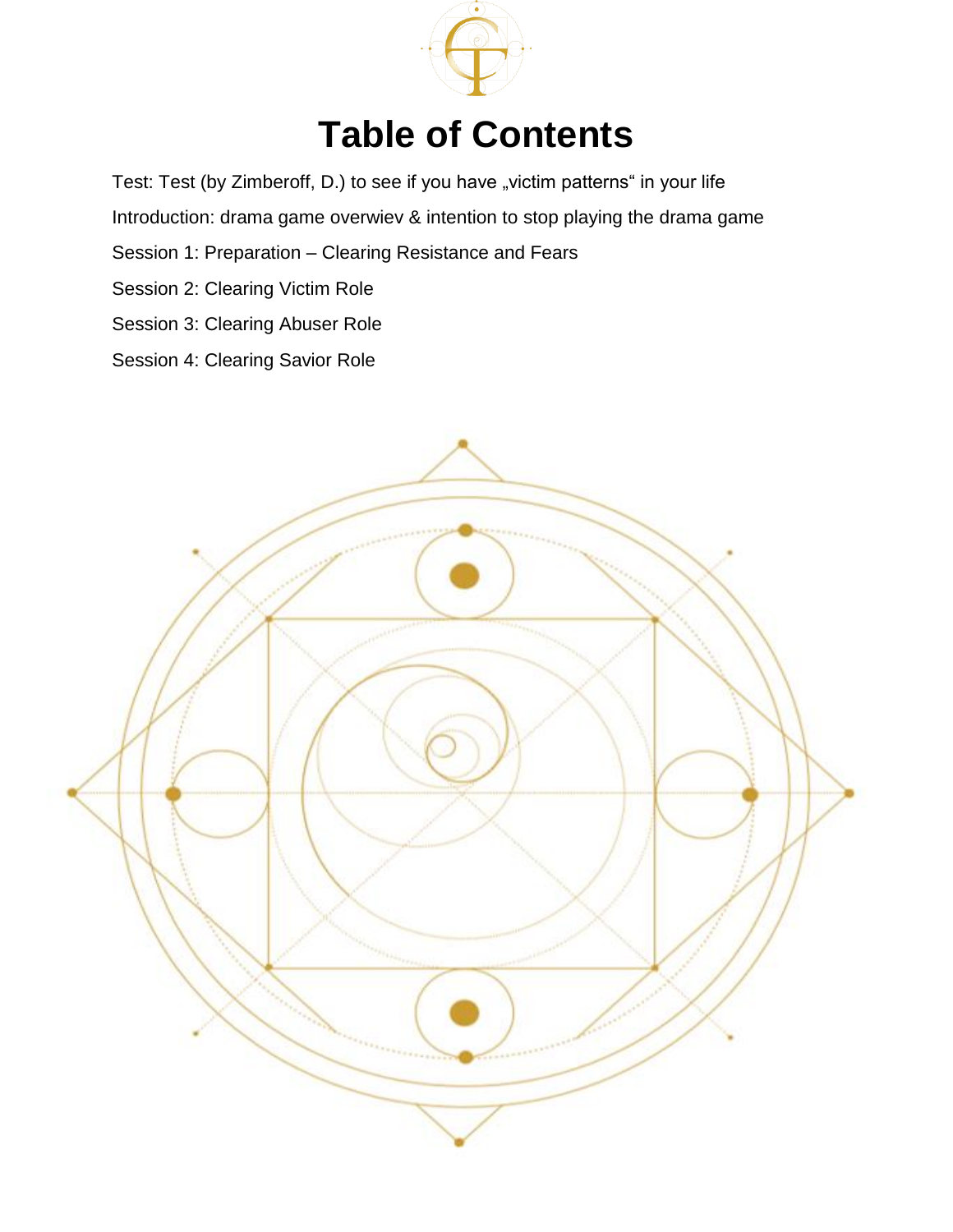# Table of Contents

Test: Test (by Zimberoff, D.) to see if you have „victim patterns“ in your life

Introduction: drama game overwiev & intention to stop playing the drama game

Session 1: Preparation – Clearing Resistance and Fears

Session 2: Clearing Victim Role

Session 3: Clearing Abuser Role

Session 4: Clearing Savior Role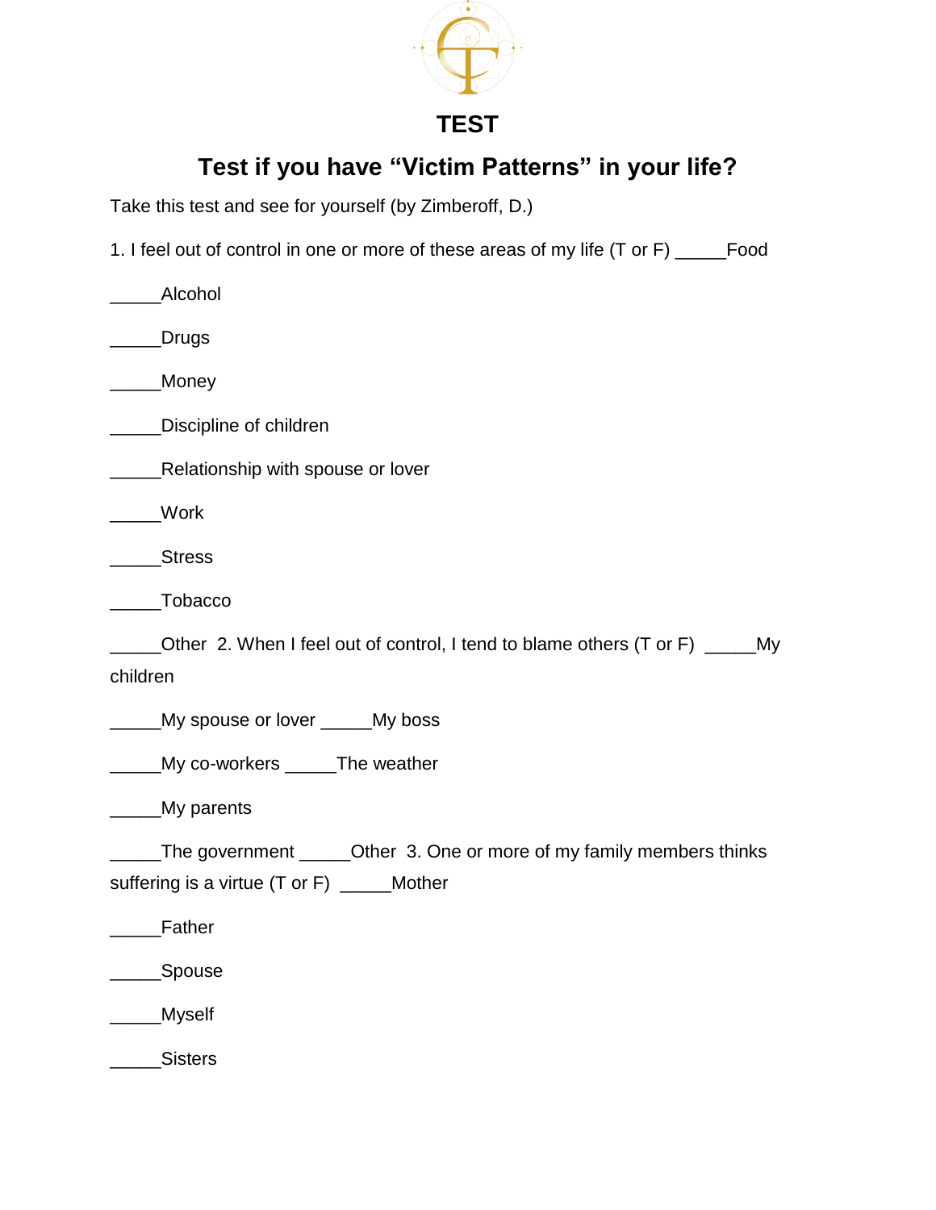# TEST

## Test if you have "Victim Patterns" in your life?

Take this test and see for yourself (by Zimberoff, D.)

1. I feel out of control in one or more of these areas of my life (T or F) _____Food

_____Alcohol

_____Drugs

_____Money

_____Discipline of children

_____Relationship with spouse or lover

_____Work

_____Stress

_____Tobacco

_____Other 2. When I feel out of control, I tend to blame others (T or F) _____My children

_____My spouse or lover _____My boss

_____My co-workers _____The weather

_____My parents

_____The government _____Other 3. One or more of my family members thinks suffering is a virtue (T or F) _____Mother

_____Father

_____Spouse

_____Myself

_____Sisters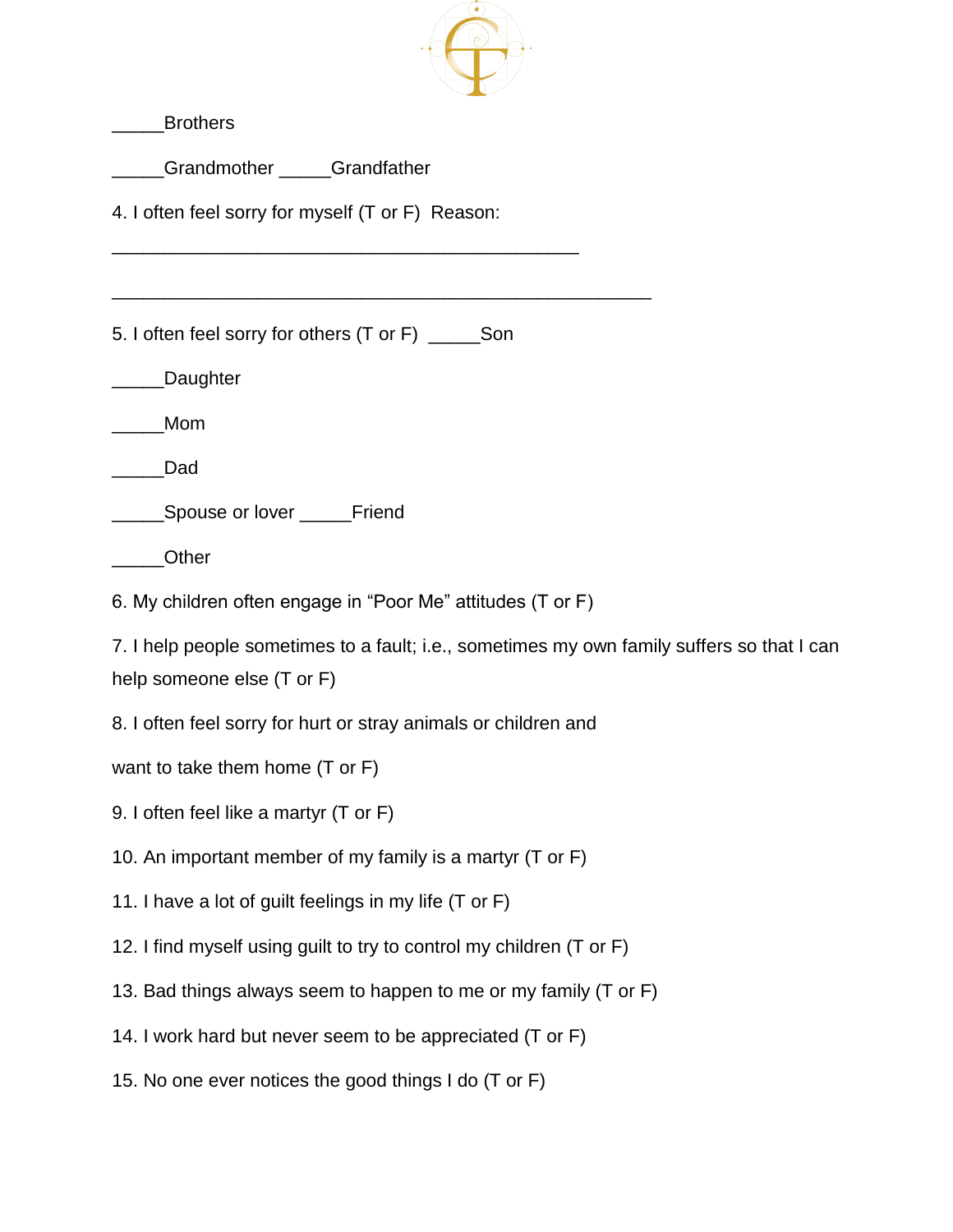_____Brothers

_____Grandmother _____Grandfather

4. I often feel sorry for myself (T or F)  Reason:

_____________________________________________

___________________________________________________

5. I often feel sorry for others (T or F)  _____Son

_____Daughter

_____Mom

_____Dad

_____Spouse or lover _____Friend

_____Other

6. My children often engage in "Poor Me" attitudes (T or F)

7. I help people sometimes to a fault; i.e., sometimes my own family suffers so that I can help someone else (T or F)

8. I often feel sorry for hurt or stray animals or children and

want to take them home (T or F)

9. I often feel like a martyr (T or F)

10. An important member of my family is a martyr (T or F)

11. I have a lot of guilt feelings in my life (T or F)

12. I find myself using guilt to try to control my children (T or F)

13. Bad things always seem to happen to me or my family (T or F)

14. I work hard but never seem to be appreciated (T or F)

15. No one ever notices the good things I do (T or F)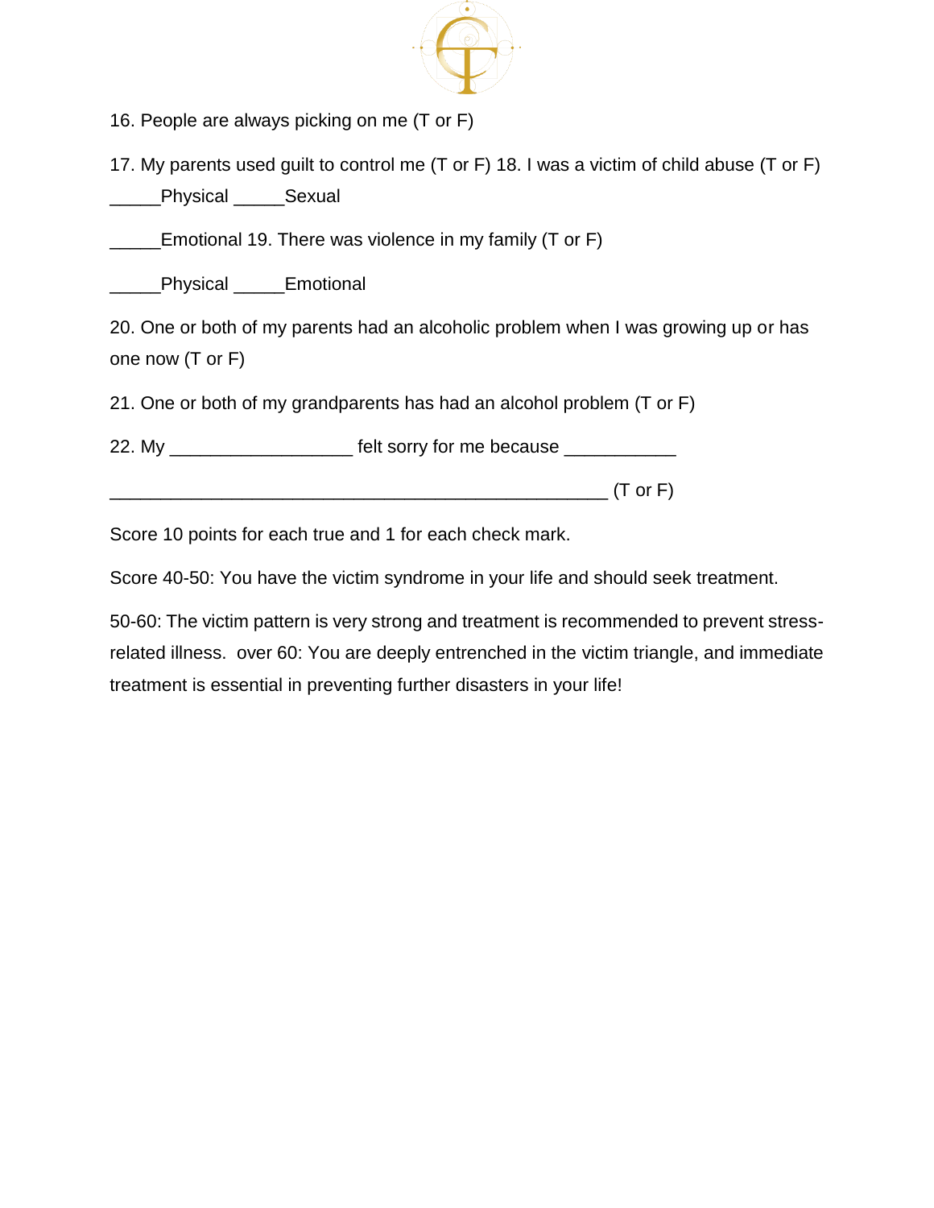16. People are always picking on me (T or F)

17. My parents used guilt to control me (T or F) 18. I was a victim of child abuse (T or F)
_____Physical _____Sexual

_____Emotional 19. There was violence in my family (T or F)

_____Physical _____Emotional

20. One or both of my parents had an alcoholic problem when I was growing up or has one now (T or F)

21. One or both of my grandparents has had an alcohol problem (T or F)

22. My __________________ felt sorry for me because ___________

__________________________________________________ (T or F)

Score 10 points for each true and 1 for each check mark.

Score 40-50: You have the victim syndrome in your life and should seek treatment.

50-60: The victim pattern is very strong and treatment is recommended to prevent stress-related illness.  over 60: You are deeply entrenched in the victim triangle, and immediate treatment is essential in preventing further disasters in your life!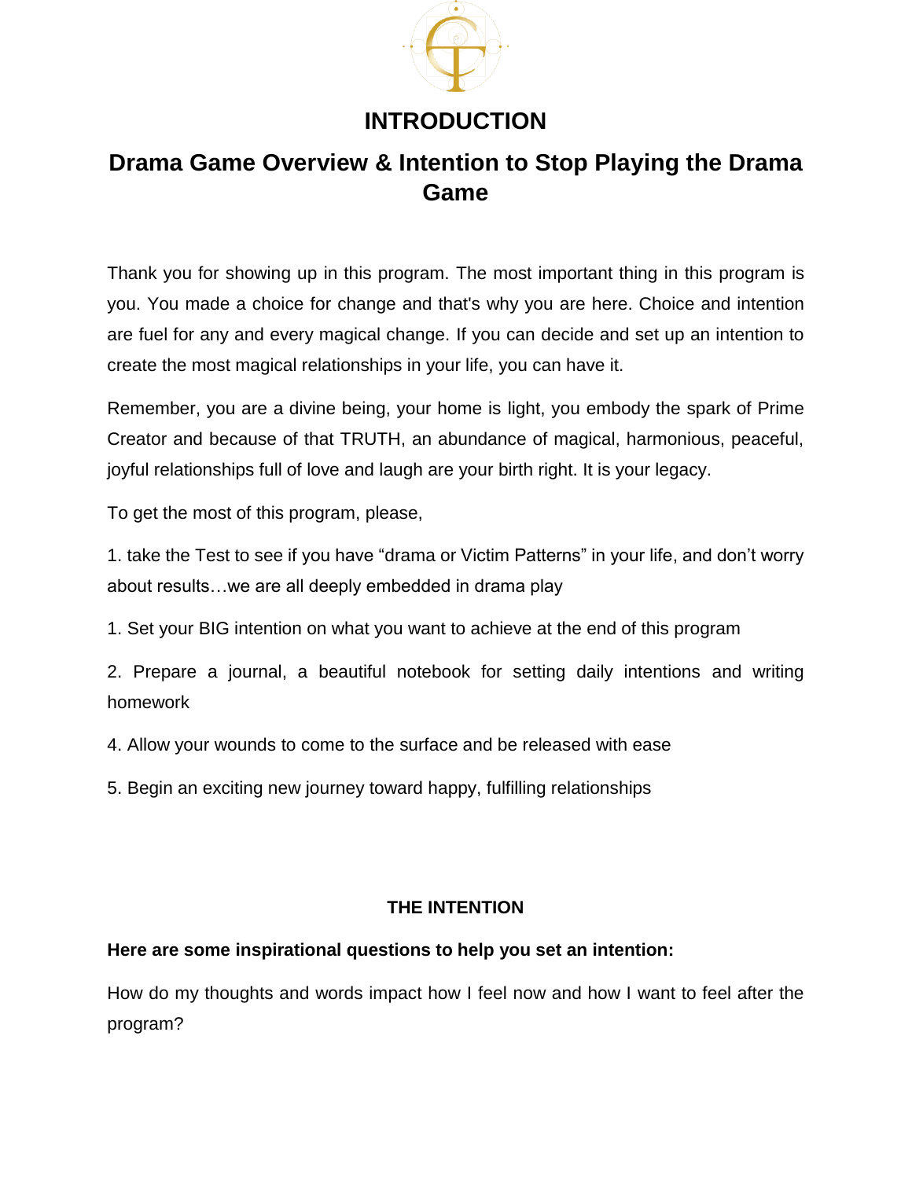# INTRODUCTION

## Drama Game Overview & Intention to Stop Playing the Drama Game

Thank you for showing up in this program. The most important thing in this program is you. You made a choice for change and that's why you are here. Choice and intention are fuel for any and every magical change. If you can decide and set up an intention to create the most magical relationships in your life, you can have it.

Remember, you are a divine being, your home is light, you embody the spark of Prime Creator and because of that TRUTH, an abundance of magical, harmonious, peaceful, joyful relationships full of love and laugh are your birth right. It is your legacy.

To get the most of this program, please,

1. take the Test to see if you have “drama or Victim Patterns” in your life, and don’t worry about results…we are all deeply embedded in drama play

1. Set your BIG intention on what you want to achieve at the end of this program

2. Prepare a journal, a beautiful notebook for setting daily intentions and writing homework

4. Allow your wounds to come to the surface and be released with ease

5. Begin an exciting new journey toward happy, fulfilling relationships

### THE INTENTION

**Here are some inspirational questions to help you set an intention:**

How do my thoughts and words impact how I feel now and how I want to feel after the program?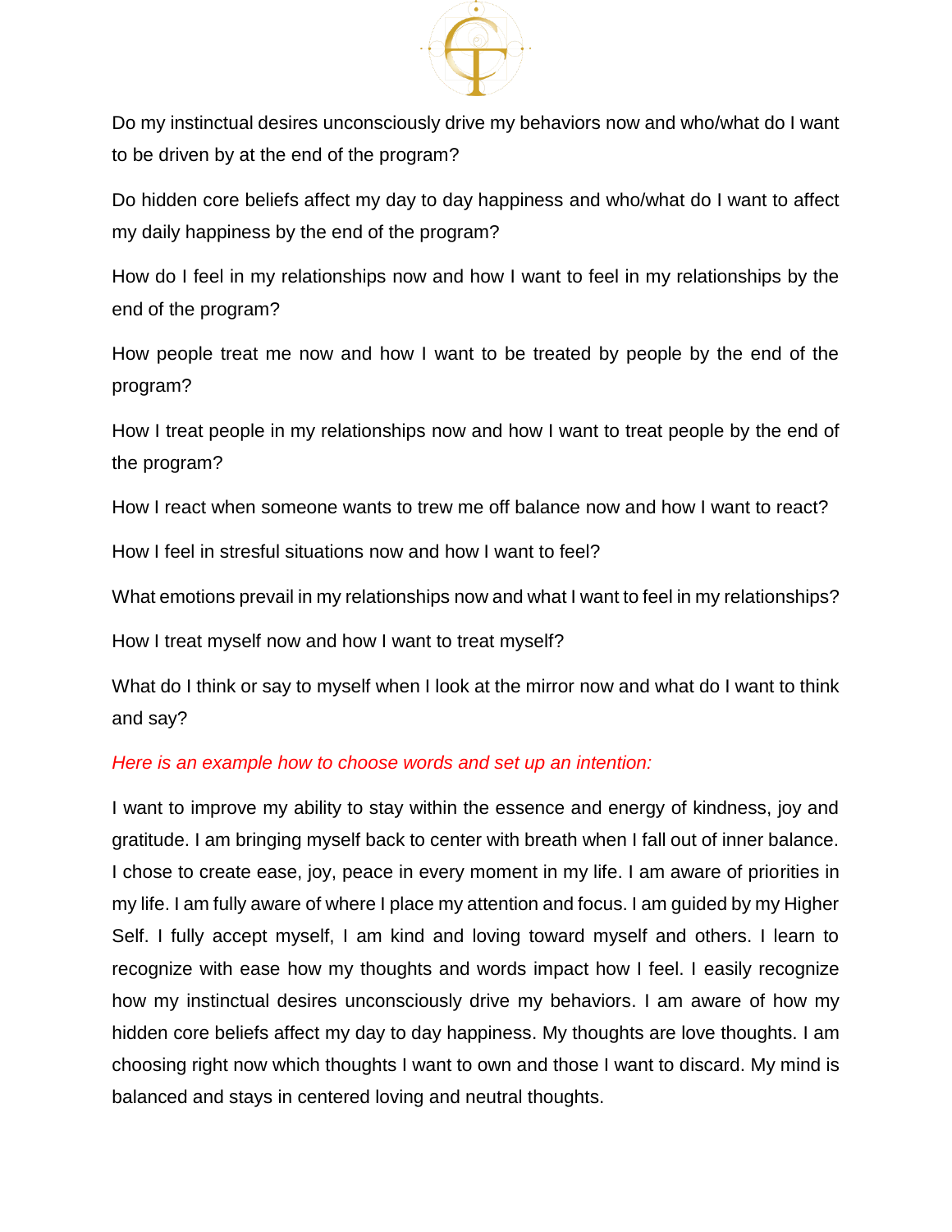Do my instinctual desires unconsciously drive my behaviors now and who/what do I want to be driven by at the end of the program?

Do hidden core beliefs affect my day to day happiness and who/what do I want to affect my daily happiness by the end of the program?

How do I feel in my relationships now and how I want to feel in my relationships by the end of the program?

How people treat me now and how I want to be treated by people by the end of the program?

How I treat people in my relationships now and how I want to treat people by the end of the program?

How I react when someone wants to trew me off balance now and how I want to react?

How I feel in stresful situations now and how I want to feel?

What emotions prevail in my relationships now and what I want to feel in my relationships?

How I treat myself now and how I want to treat myself?

What do I think or say to myself when I look at the mirror now and what do I want to think and say?

*Here is an example how to choose words and set up an intention:*

I want to improve my ability to stay within the essence and energy of kindness, joy and gratitude. I am bringing myself back to center with breath when I fall out of inner balance. I chose to create ease, joy, peace in every moment in my life. I am aware of priorities in my life. I am fully aware of where I place my attention and focus. I am guided by my Higher Self. I fully accept myself, I am kind and loving toward myself and others. I learn to recognize with ease how my thoughts and words impact how I feel. I easily recognize how my instinctual desires unconsciously drive my behaviors. I am aware of how my hidden core beliefs affect my day to day happiness. My thoughts are love thoughts. I am choosing right now which thoughts I want to own and those I want to discard. My mind is balanced and stays in centered loving and neutral thoughts.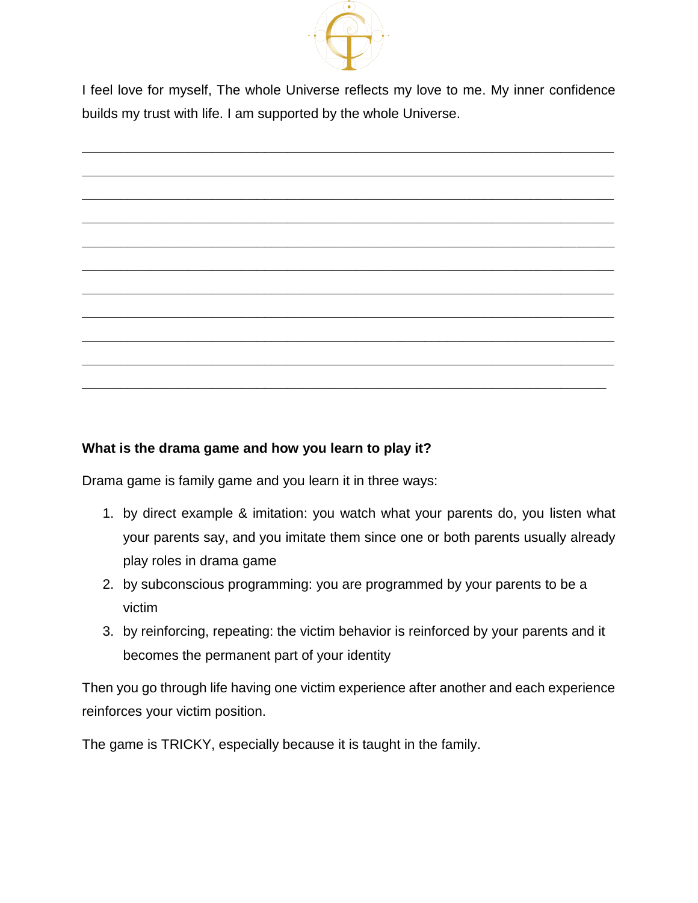I feel love for myself, The whole Universe reflects my love to me. My inner confidence builds my trust with life. I am supported by the whole Universe.

___________________________________________________________________________

___________________________________________________________________________

___________________________________________________________________________

___________________________________________________________________________

___________________________________________________________________________

___________________________________________________________________________

___________________________________________________________________________

___________________________________________________________________________

___________________________________________________________________________

___________________________________________________________________________

___________________________________________________________________________

**What is the drama game and how you learn to play it?**

Drama game is family game and you learn it in three ways:

1. by direct example & imitation: you watch what your parents do, you listen what your parents say, and you imitate them since one or both parents usually already play roles in drama game
2. by subconscious programming: you are programmed by your parents to be a victim
3. by reinforcing, repeating: the victim behavior is reinforced by your parents and it becomes the permanent part of your identity

Then you go through life having one victim experience after another and each experience reinforces your victim position.

The game is TRICKY, especially because it is taught in the family.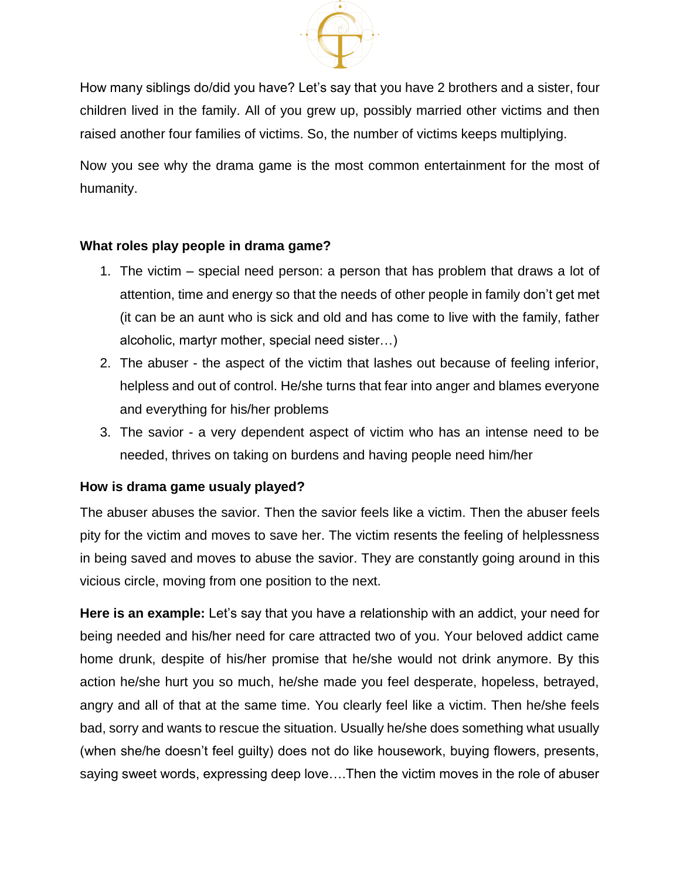How many siblings do/did you have? Let's say that you have 2 brothers and a sister, four children lived in the family. All of you grew up, possibly married other victims and then raised another four families of victims. So, the number of victims keeps multiplying.

Now you see why the drama game is the most common entertainment for the most of humanity.

**What roles play people in drama game?**

1. The victim – special need person: a person that has problem that draws a lot of attention, time and energy so that the needs of other people in family don't get met (it can be an aunt who is sick and old and has come to live with the family, father alcoholic, martyr mother, special need sister…)
2. The abuser - the aspect of the victim that lashes out because of feeling inferior, helpless and out of control. He/she turns that fear into anger and blames everyone and everything for his/her problems
3. The savior - a very dependent aspect of victim who has an intense need to be needed, thrives on taking on burdens and having people need him/her

**How is drama game usualy played?**

The abuser abuses the savior. Then the savior feels like a victim. Then the abuser feels pity for the victim and moves to save her. The victim resents the feeling of helplessness in being saved and moves to abuse the savior. They are constantly going around in this vicious circle, moving from one position to the next.

**Here is an example:** Let's say that you have a relationship with an addict, your need for being needed and his/her need for care attracted two of you. Your beloved addict came home drunk, despite of his/her promise that he/she would not drink anymore. By this action he/she hurt you so much, he/she made you feel desperate, hopeless, betrayed, angry and all of that at the same time. You clearly feel like a victim. Then he/she feels bad, sorry and wants to rescue the situation. Usually he/she does something what usually (when she/he doesn't feel guilty) does not do like housework, buying flowers, presents, saying sweet words, expressing deep love….Then the victim moves in the role of abuser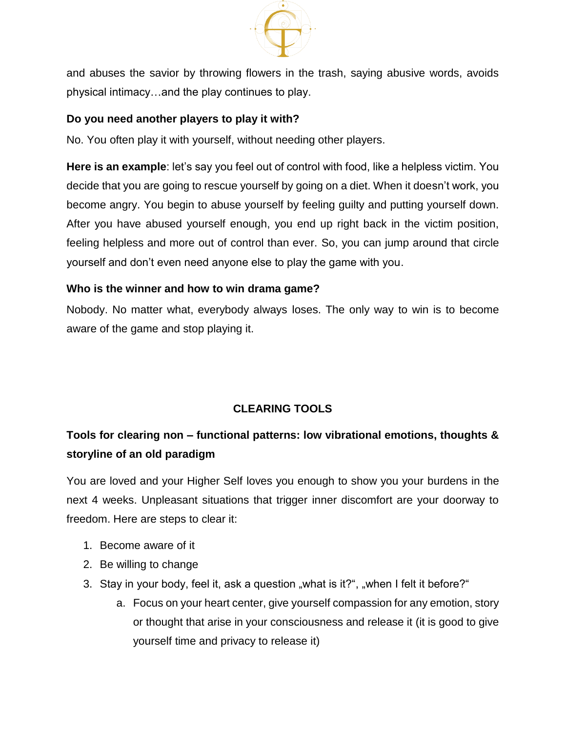and abuses the savior by throwing flowers in the trash, saying abusive words, avoids physical intimacy…and the play continues to play.

**Do you need another players to play it with?**

No. You often play it with yourself, without needing other players.

**Here is an example**: let's say you feel out of control with food, like a helpless victim. You decide that you are going to rescue yourself by going on a diet. When it doesn't work, you become angry. You begin to abuse yourself by feeling guilty and putting yourself down. After you have abused yourself enough, you end up right back in the victim position, feeling helpless and more out of control than ever. So, you can jump around that circle yourself and don't even need anyone else to play the game with you.

**Who is the winner and how to win drama game?**

Nobody. No matter what, everybody always loses. The only way to win is to become aware of the game and stop playing it.

## CLEARING TOOLS

**Tools for clearing non – functional patterns: low vibrational emotions, thoughts & storyline of an old paradigm**

You are loved and your Higher Self loves you enough to show you your burdens in the next 4 weeks. Unpleasant situations that trigger inner discomfort are your doorway to freedom. Here are steps to clear it:

1. Become aware of it
2. Be willing to change
3. Stay in your body, feel it, ask a question „what is it?", „when I felt it before?"
   a. Focus on your heart center, give yourself compassion for any emotion, story or thought that arise in your consciousness and release it (it is good to give yourself time and privacy to release it)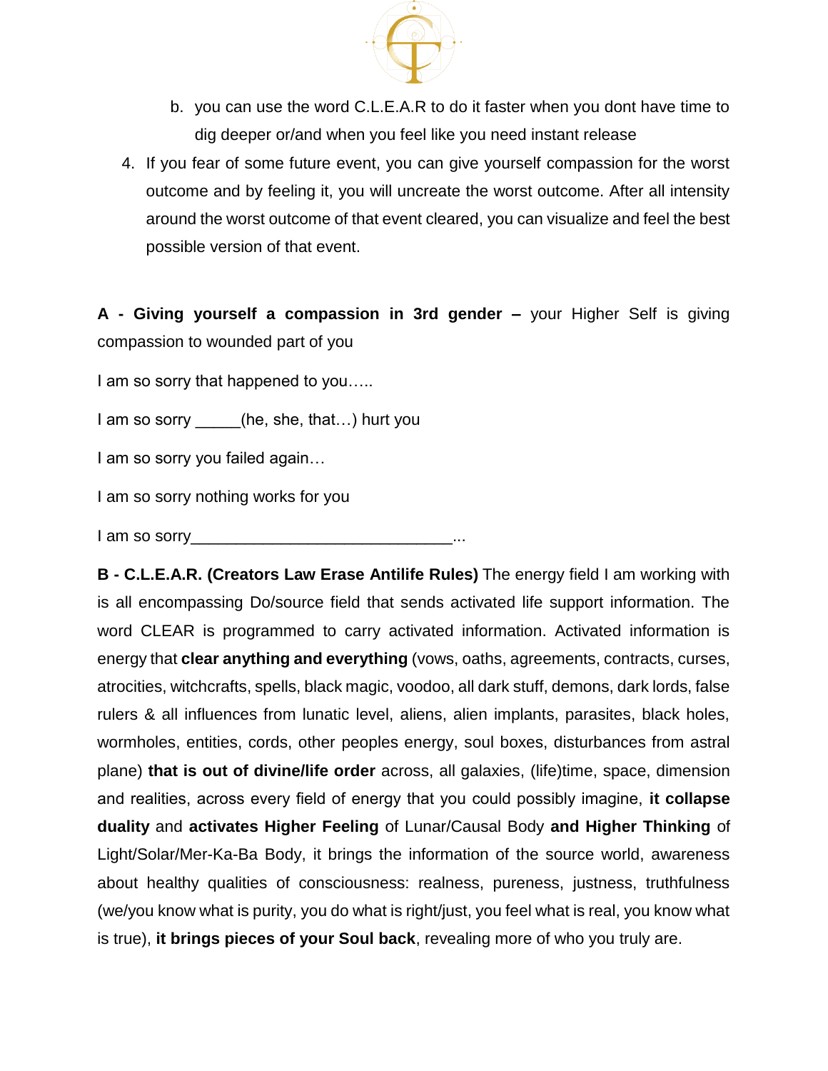b. you can use the word C.L.E.A.R to do it faster when you dont have time to dig deeper or/and when you feel like you need instant release

4. If you fear of some future event, you can give yourself compassion for the worst outcome and by feeling it, you will uncreate the worst outcome. After all intensity around the worst outcome of that event cleared, you can visualize and feel the best possible version of that event.

**A - Giving yourself a compassion in 3rd gender –** your Higher Self is giving compassion to wounded part of you

I am so sorry that happened to you…..

I am so sorry _____(he, she, that…) hurt you

I am so sorry you failed again…

I am so sorry nothing works for you

I am so sorry______________________________...

**B - C.L.E.A.R. (Creators Law Erase Antilife Rules)** The energy field I am working with is all encompassing Do/source field that sends activated life support information. The word CLEAR is programmed to carry activated information. Activated information is energy that **clear anything and everything** (vows, oaths, agreements, contracts, curses, atrocities, witchcrafts, spells, black magic, voodoo, all dark stuff, demons, dark lords, false rulers & all influences from lunatic level, aliens, alien implants, parasites, black holes, wormholes, entities, cords, other peoples energy, soul boxes, disturbances from astral plane) **that is out of divine/life order** across, all galaxies, (life)time, space, dimension and realities, across every field of energy that you could possibly imagine, **it collapse duality** and **activates Higher Feeling** of Lunar/Causal Body **and Higher Thinking** of Light/Solar/Mer-Ka-Ba Body, it brings the information of the source world, awareness about healthy qualities of consciousness: realness, pureness, justness, truthfulness (we/you know what is purity, you do what is right/just, you feel what is real, you know what is true), **it brings pieces of your Soul back**, revealing more of who you truly are.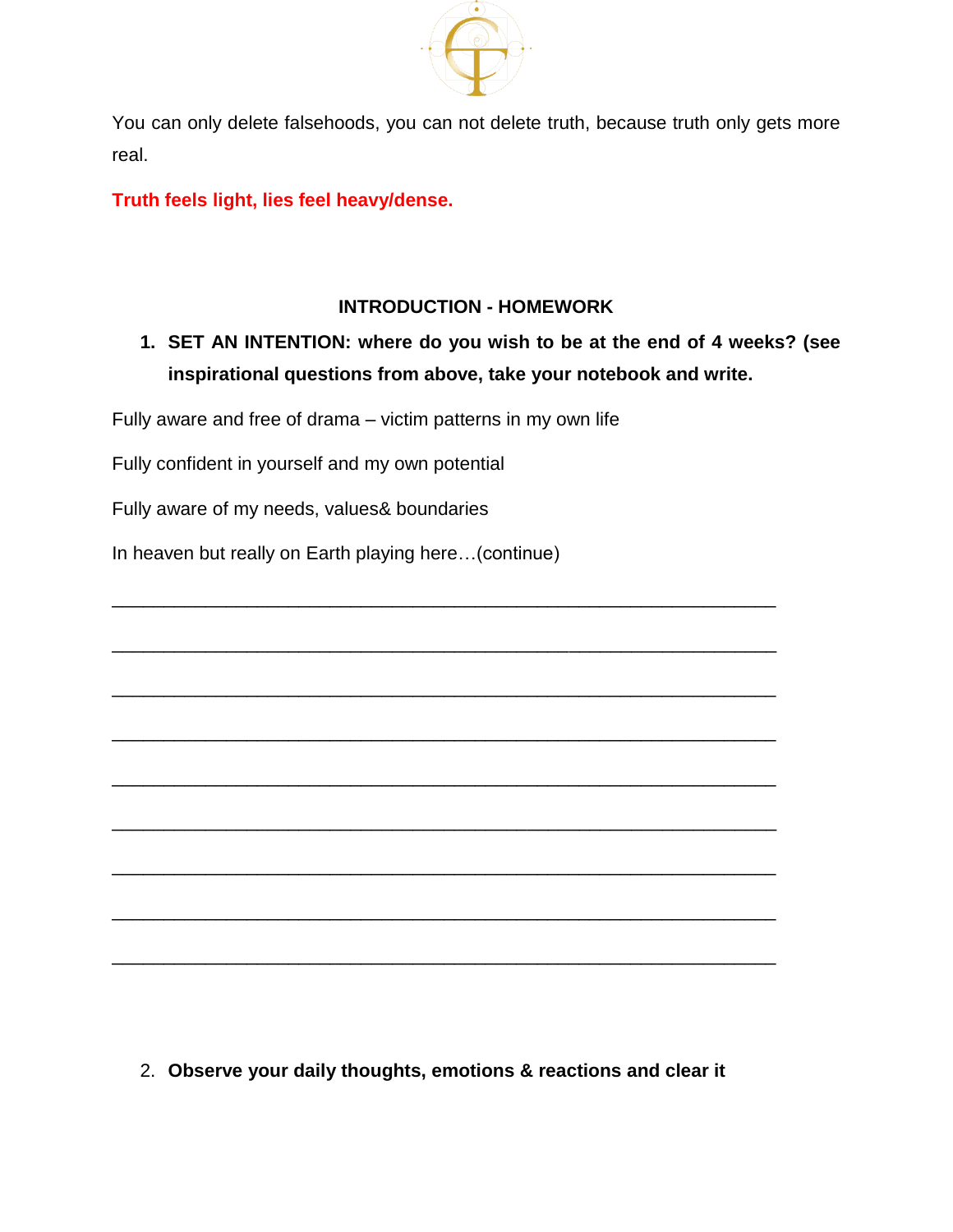You can only delete falsehoods, you can not delete truth, because truth only gets more real.

**Truth feels light, lies feel heavy/dense.**

**INTRODUCTION - HOMEWORK**

1. **SET AN INTENTION: where do you wish to be at the end of 4 weeks? (see inspirational questions from above, take your notebook and write.**

Fully aware and free of drama – victim patterns in my own life

Fully confident in yourself and my own potential

Fully aware of my needs, values& boundaries

In heaven but really on Earth playing here…(continue)

_______________________________________________________________

_______________________________________________________________

_______________________________________________________________

_______________________________________________________________

_______________________________________________________________

_______________________________________________________________

_______________________________________________________________

_______________________________________________________________

_______________________________________________________________

2. **Observe your daily thoughts, emotions & reactions and clear it**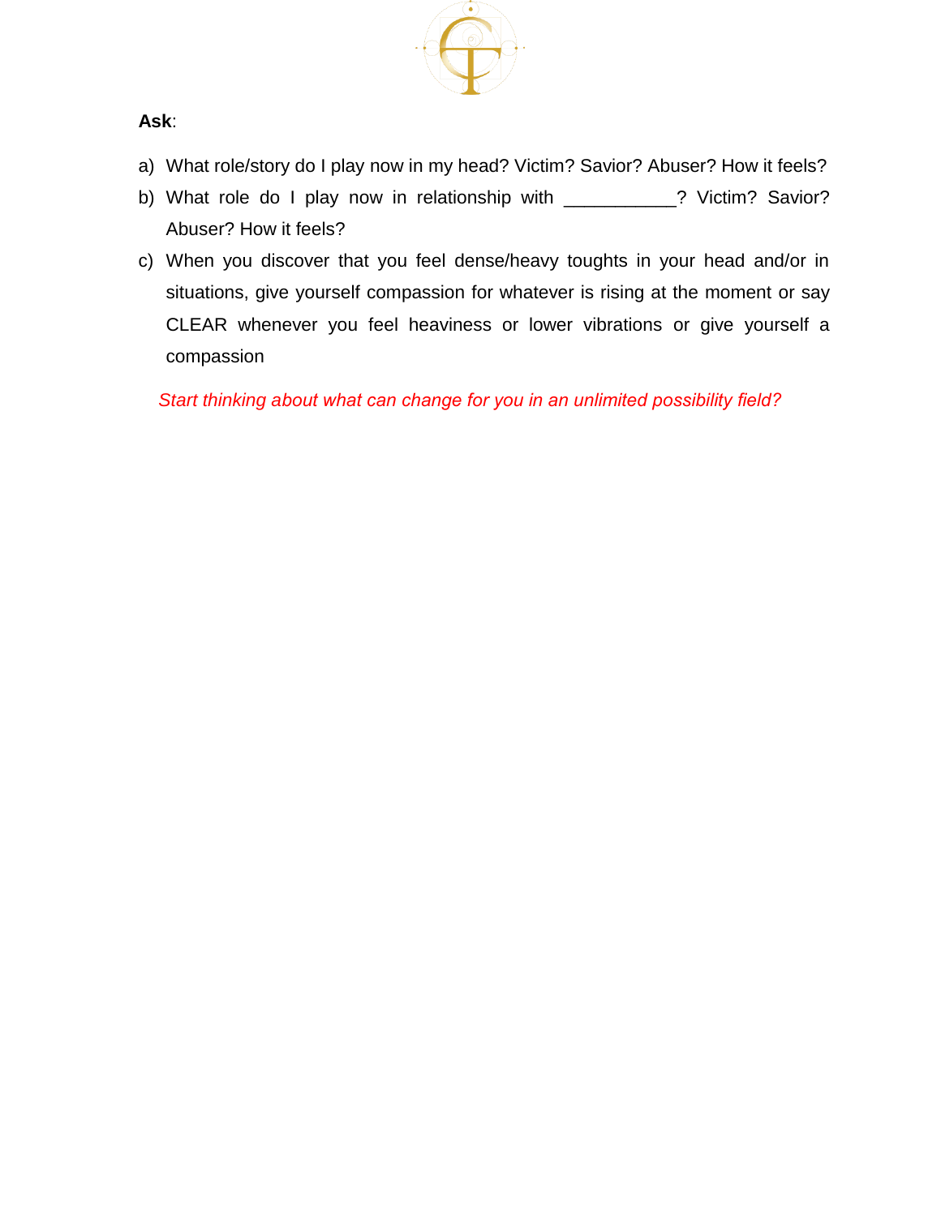**Ask**:

a) What role/story do I play now in my head? Victim? Savior? Abuser? How it feels?
b) What role do I play now in relationship with ___________? Victim? Savior? Abuser? How it feels?
c) When you discover that you feel dense/heavy toughts in your head and/or in situations, give yourself compassion for whatever is rising at the moment or say CLEAR whenever you feel heaviness or lower vibrations or give yourself a compassion

*Start thinking about what can change for you in an unlimited possibility field?*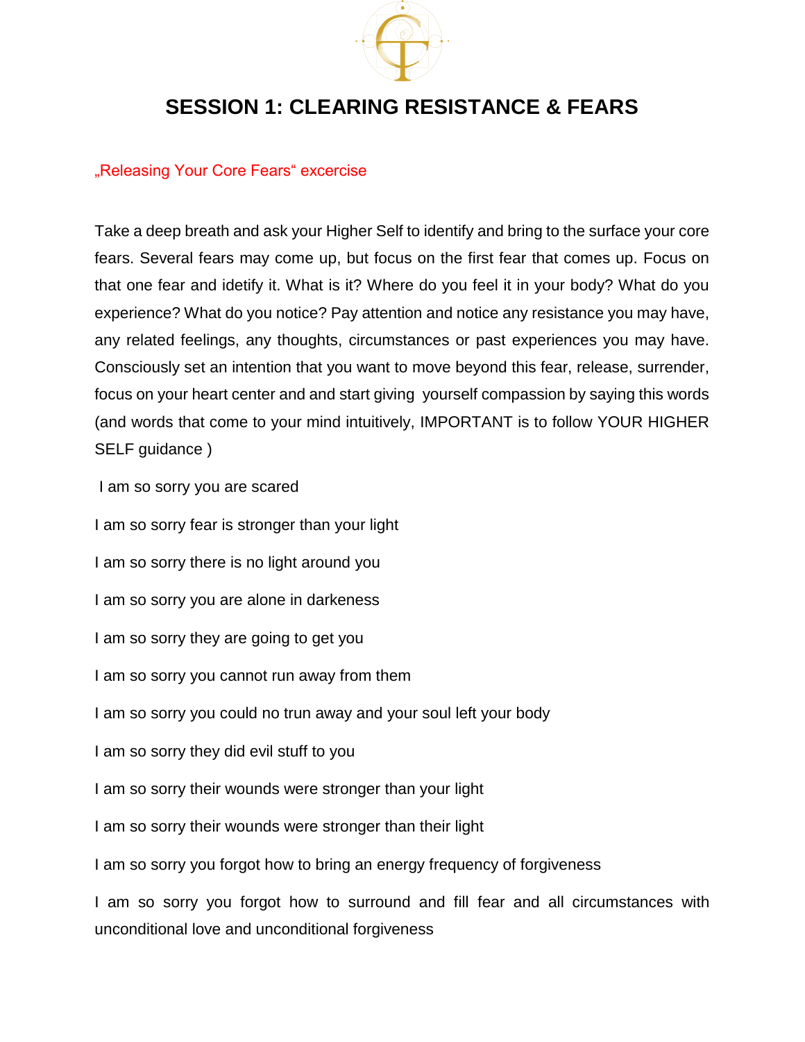# SESSION 1: CLEARING RESISTANCE & FEARS

„Releasing Your Core Fears“ excercise

Take a deep breath and ask your Higher Self to identify and bring to the surface your core fears. Several fears may come up, but focus on the first fear that comes up. Focus on that one fear and idetify it. What is it? Where do you feel it in your body? What do you experience? What do you notice? Pay attention and notice any resistance you may have, any related feelings, any thoughts, circumstances or past experiences you may have. Consciously set an intention that you want to move beyond this fear, release, surrender, focus on your heart center and and start giving yourself compassion by saying this words (and words that come to your mind intuitively, IMPORTANT is to follow YOUR HIGHER SELF guidance )

I am so sorry you are scared

I am so sorry fear is stronger than your light

I am so sorry there is no light around you

I am so sorry you are alone in darkeness

I am so sorry they are going to get you

I am so sorry you cannot run away from them

I am so sorry you could no trun away and your soul left your body

I am so sorry they did evil stuff to you

I am so sorry their wounds were stronger than your light

I am so sorry their wounds were stronger than their light

I am so sorry you forgot how to bring an energy frequency of forgiveness

I am so sorry you forgot how to surround and fill fear and all circumstances with unconditional love and unconditional forgiveness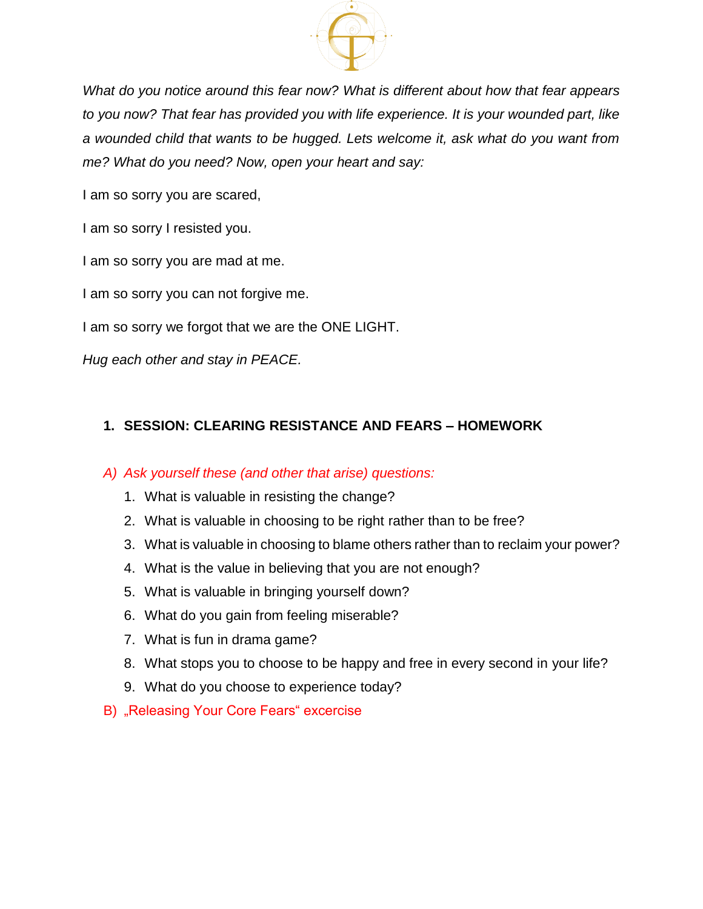*What do you notice around this fear now? What is different about how that fear appears to you now? That fear has provided you with life experience. It is your wounded part, like a wounded child that wants to be hugged. Lets welcome it, ask what do you want from me? What do you need? Now, open your heart and say:*

I am so sorry you are scared,

I am so sorry I resisted you.

I am so sorry you are mad at me.

I am so sorry you can not forgive me.

I am so sorry we forgot that we are the ONE LIGHT.

*Hug each other and stay in PEACE.*

## 1. SESSION: CLEARING RESISTANCE AND FEARS – HOMEWORK

*A) Ask yourself these (and other that arise) questions:*

1. What is valuable in resisting the change?
2. What is valuable in choosing to be right rather than to be free?
3. What is valuable in choosing to blame others rather than to reclaim your power?
4. What is the value in believing that you are not enough?
5. What is valuable in bringing yourself down?
6. What do you gain from feeling miserable?
7. What is fun in drama game?
8. What stops you to choose to be happy and free in every second in your life?
9. What do you choose to experience today?

B) „Releasing Your Core Fears“ excercise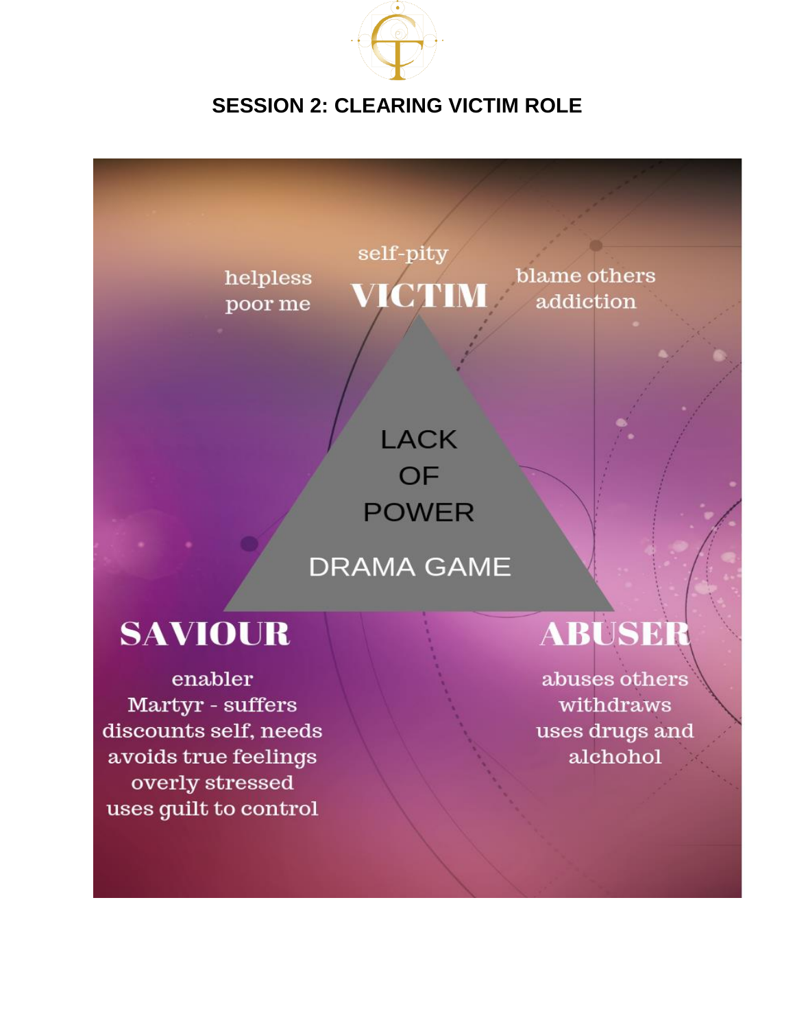## SESSION 2: CLEARING VICTIM ROLE

helpless
poor me

self-pity

**VICTIM**

blame others
addiction

LACK
OF
POWER

DRAMA GAME

**SAVIOUR**

enabler
Martyr - suffers
discounts self, needs
avoids true feelings
overly stressed
uses guilt to control

**ABUSER**

abuses others
withdraws
uses drugs and
alchohol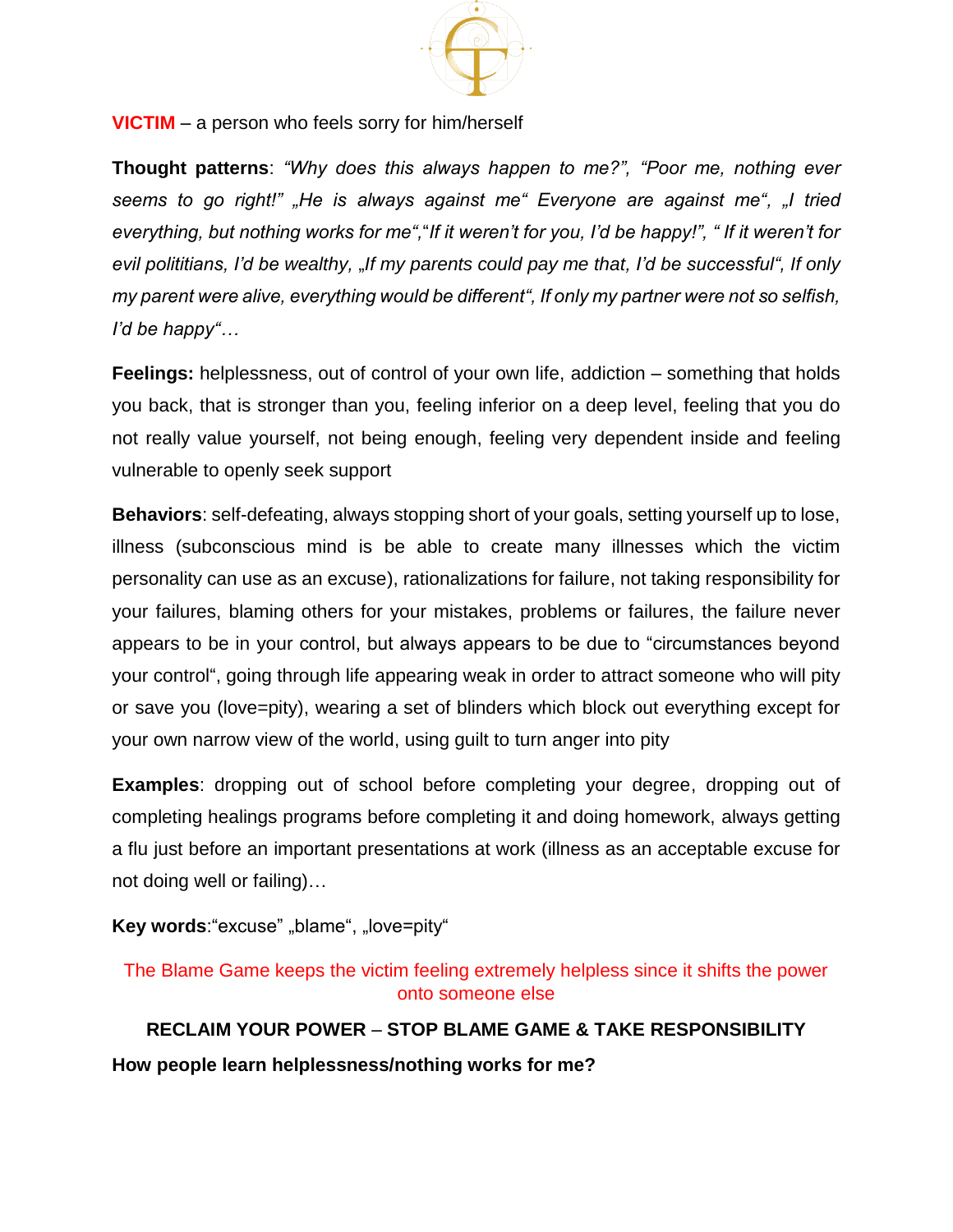**VICTIM** – a person who feels sorry for him/herself

**Thought patterns**: *"Why does this always happen to me?", "Poor me, nothing ever seems to go right!" „He is always against me" Everyone are against me", „I tried everything, but nothing works for me","If it weren't for you, I'd be happy!", " If it weren't for evil polititians, I'd be wealthy, „If my parents could pay me that, I'd be successful", If only my parent were alive, everything would be different", If only my partner were not so selfish, I'd be happy"…*

**Feelings:** helplessness, out of control of your own life, addiction – something that holds you back, that is stronger than you, feeling inferior on a deep level, feeling that you do not really value yourself, not being enough, feeling very dependent inside and feeling vulnerable to openly seek support

**Behaviors**: self-defeating, always stopping short of your goals, setting yourself up to lose, illness (subconscious mind is be able to create many illnesses which the victim personality can use as an excuse), rationalizations for failure, not taking responsibility for your failures, blaming others for your mistakes, problems or failures, the failure never appears to be in your control, but always appears to be due to "circumstances beyond your control", going through life appearing weak in order to attract someone who will pity or save you (love=pity), wearing a set of blinders which block out everything except for your own narrow view of the world, using guilt to turn anger into pity

**Examples**: dropping out of school before completing your degree, dropping out of completing healings programs before completing it and doing homework, always getting a flu just before an important presentations at work (illness as an acceptable excuse for not doing well or failing)…

**Key words**:"excuse" „blame", „love=pity"

The Blame Game keeps the victim feeling extremely helpless since it shifts the power onto someone else

**RECLAIM YOUR POWER – STOP BLAME GAME & TAKE RESPONSIBILITY**

**How people learn helplessness/nothing works for me?**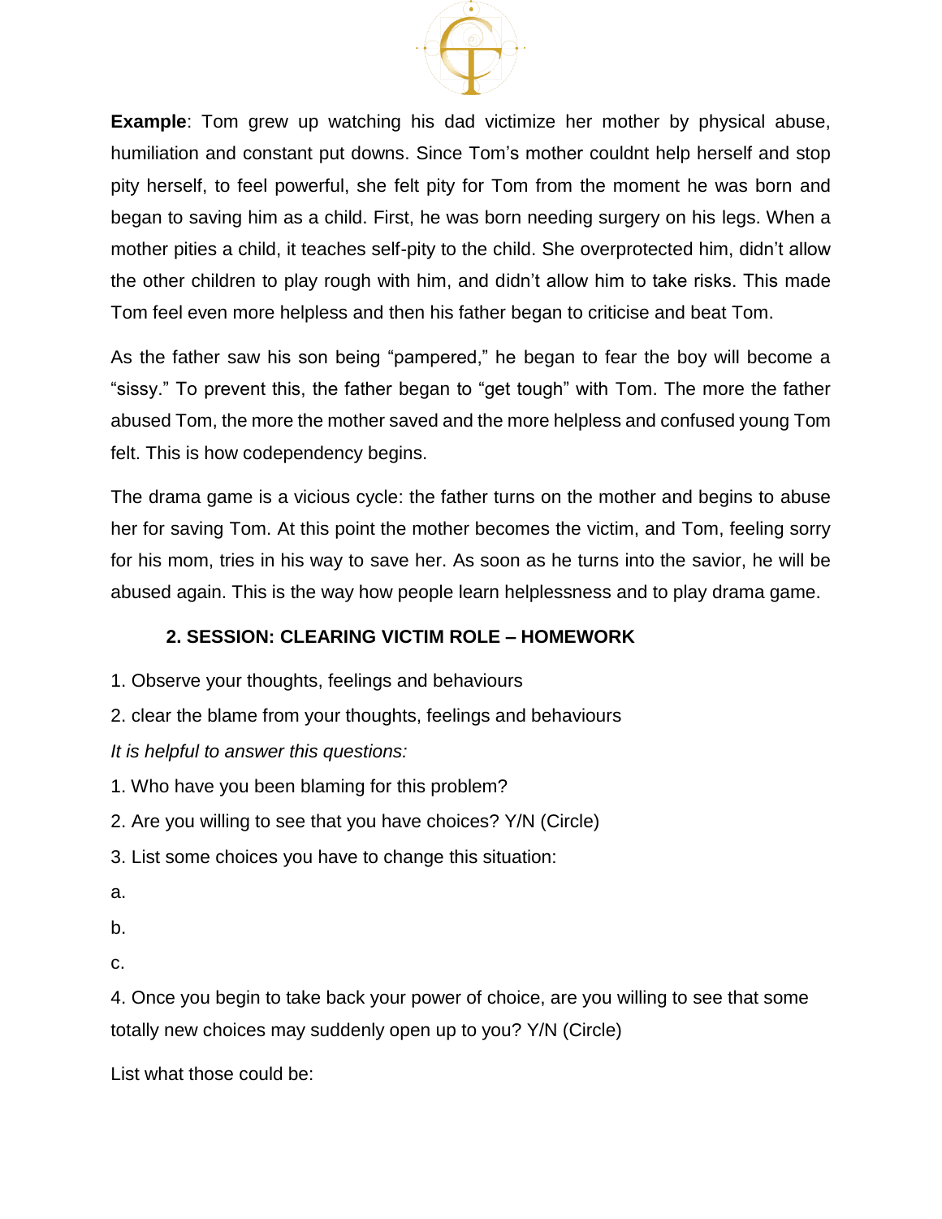**Example**: Tom grew up watching his dad victimize her mother by physical abuse, humiliation and constant put downs. Since Tom's mother couldnt help herself and stop pity herself, to feel powerful, she felt pity for Tom from the moment he was born and began to saving him as a child. First, he was born needing surgery on his legs. When a mother pities a child, it teaches self-pity to the child. She overprotected him, didn't allow the other children to play rough with him, and didn't allow him to take risks. This made Tom feel even more helpless and then his father began to criticise and beat Tom.

As the father saw his son being "pampered," he began to fear the boy will become a "sissy." To prevent this, the father began to "get tough" with Tom. The more the father abused Tom, the more the mother saved and the more helpless and confused young Tom felt. This is how codependency begins.

The drama game is a vicious cycle: the father turns on the mother and begins to abuse her for saving Tom. At this point the mother becomes the victim, and Tom, feeling sorry for his mom, tries in his way to save her. As soon as he turns into the savior, he will be abused again. This is the way how people learn helplessness and to play drama game.

### 2. SESSION: CLEARING VICTIM ROLE – HOMEWORK

1. Observe your thoughts, feelings and behaviours
2. clear the blame from your thoughts, feelings and behaviours

*It is helpful to answer this questions:*

1. Who have you been blaming for this problem?
2. Are you willing to see that you have choices? Y/N (Circle)
3. List some choices you have to change this situation:

a.

b.

c.

4. Once you begin to take back your power of choice, are you willing to see that some totally new choices may suddenly open up to you? Y/N (Circle)

List what those could be: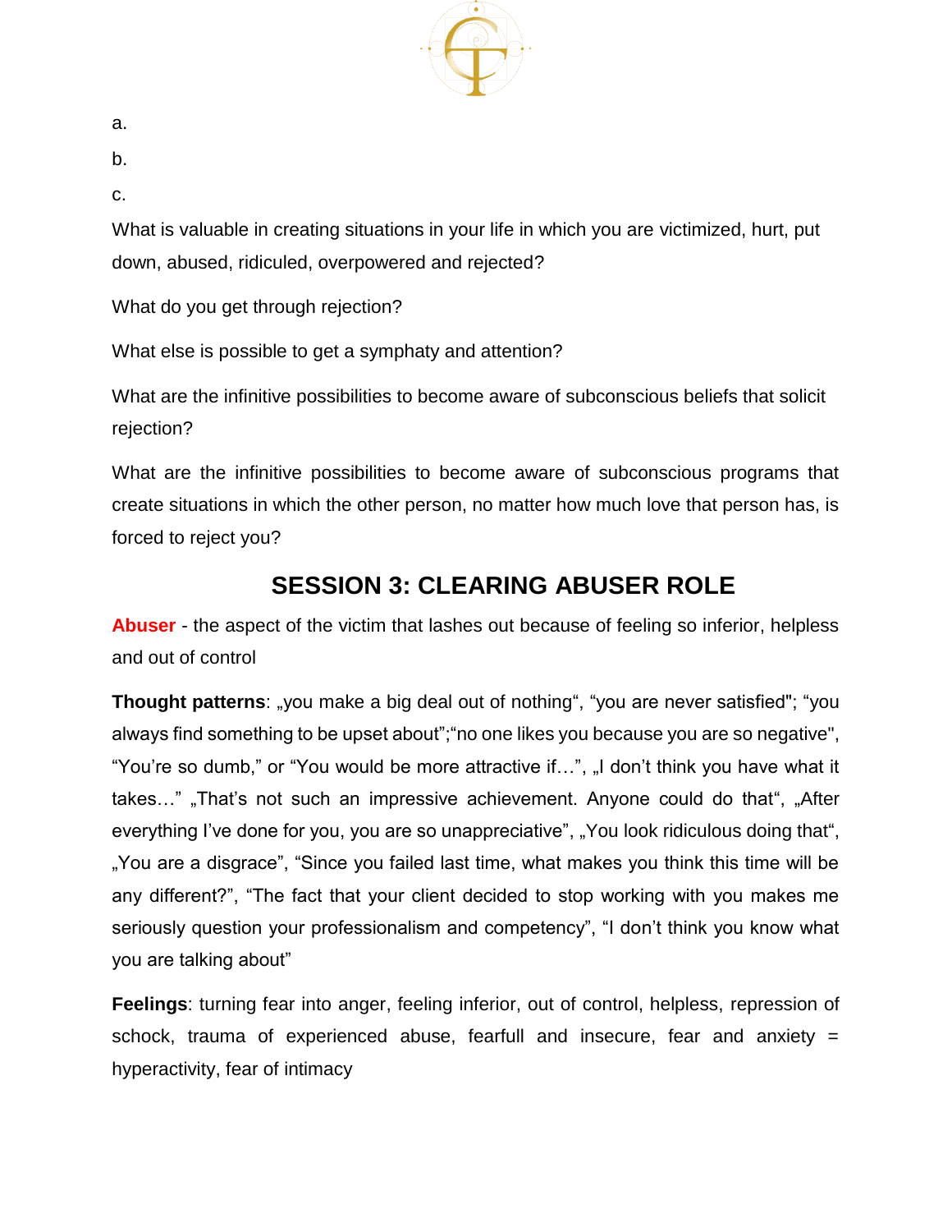a.

b.

c.

What is valuable in creating situations in your life in which you are victimized, hurt, put down, abused, ridiculed, overpowered and rejected?

What do you get through rejection?

What else is possible to get a symphaty and attention?

What are the infinitive possibilities to become aware of subconscious beliefs that solicit rejection?

What are the infinitive possibilities to become aware of subconscious programs that create situations in which the other person, no matter how much love that person has, is forced to reject you?

## SESSION 3: CLEARING ABUSER ROLE

**Abuser** - the aspect of the victim that lashes out because of feeling so inferior, helpless and out of control

**Thought patterns**: „you make a big deal out of nothing“, “you are never satisfied"; “you always find something to be upset about”;“no one likes you because you are so negative", “You’re so dumb,” or “You would be more attractive if…”, „I don’t think you have what it takes…” „That’s not such an impressive achievement. Anyone could do that“, „After everything I’ve done for you, you are so unappreciative”, „You look ridiculous doing that“, „You are a disgrace”, “Since you failed last time, what makes you think this time will be any different?”, “The fact that your client decided to stop working with you makes me seriously question your professionalism and competency”, “I don’t think you know what you are talking about”

**Feelings**: turning fear into anger, feeling inferior, out of control, helpless, repression of schock, trauma of experienced abuse, fearfull and insecure, fear and anxiety = hyperactivity, fear of intimacy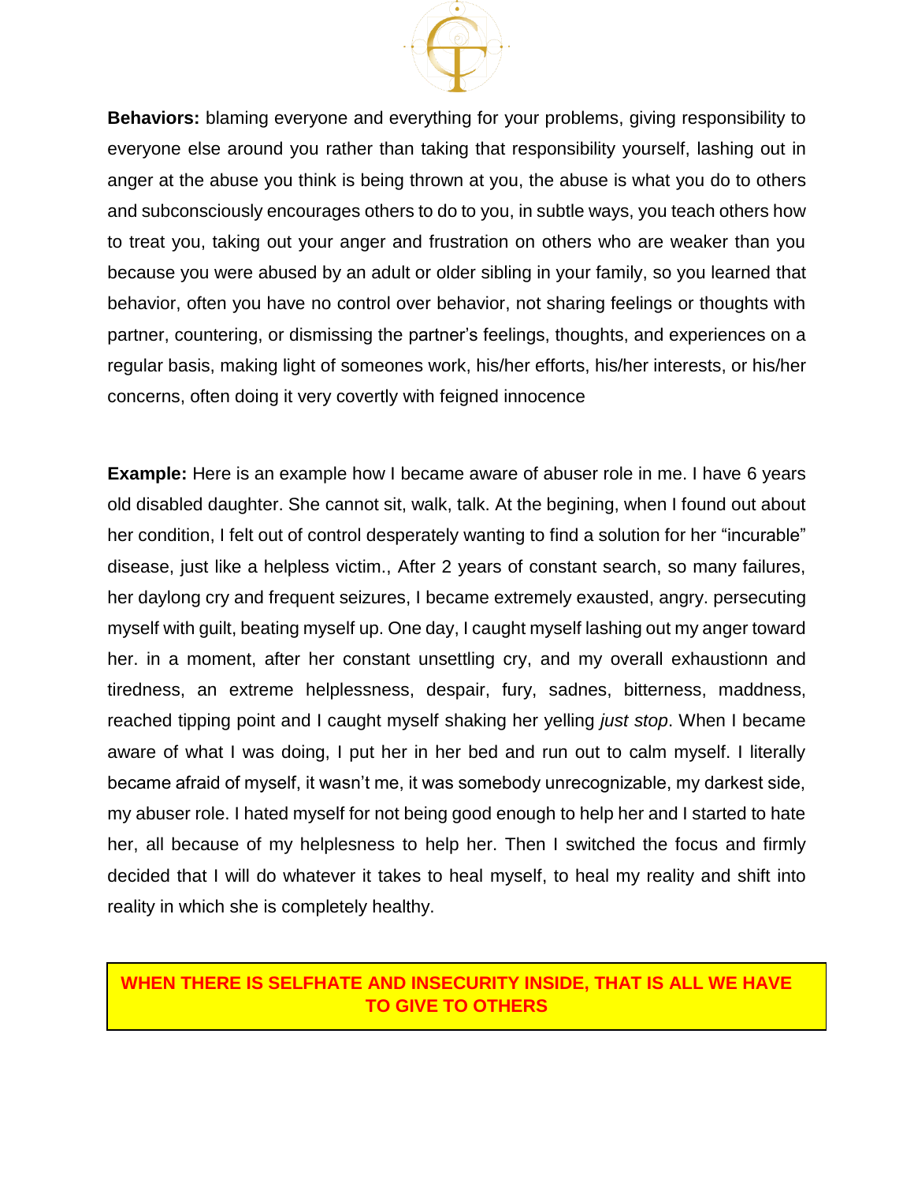**Behaviors:** blaming everyone and everything for your problems, giving responsibility to everyone else around you rather than taking that responsibility yourself, lashing out in anger at the abuse you think is being thrown at you, the abuse is what you do to others and subconsciously encourages others to do to you, in subtle ways, you teach others how to treat you, taking out your anger and frustration on others who are weaker than you because you were abused by an adult or older sibling in your family, so you learned that behavior, often you have no control over behavior, not sharing feelings or thoughts with partner, countering, or dismissing the partner's feelings, thoughts, and experiences on a regular basis, making light of someones work, his/her efforts, his/her interests, or his/her concerns, often doing it very covertly with feigned innocence

**Example:** Here is an example how I became aware of abuser role in me. I have 6 years old disabled daughter. She cannot sit, walk, talk. At the begining, when I found out about her condition, I felt out of control desperately wanting to find a solution for her "incurable" disease, just like a helpless victim., After 2 years of constant search, so many failures, her daylong cry and frequent seizures, I became extremely exausted, angry. persecuting myself with guilt, beating myself up. One day, I caught myself lashing out my anger toward her. in a moment, after her constant unsettling cry, and my overall exhaustionn and tiredness, an extreme helplessness, despair, fury, sadnes, bitterness, maddness, reached tipping point and I caught myself shaking her yelling *just stop*. When I became aware of what I was doing, I put her in her bed and run out to calm myself. I literally became afraid of myself, it wasn't me, it was somebody unrecognizable, my darkest side, my abuser role. I hated myself for not being good enough to help her and I started to hate her, all because of my helplesness to help her. Then I switched the focus and firmly decided that I will do whatever it takes to heal myself, to heal my reality and shift into reality in which she is completely healthy.

**WHEN THERE IS SELFHATE AND INSECURITY INSIDE, THAT IS ALL WE HAVE TO GIVE TO OTHERS**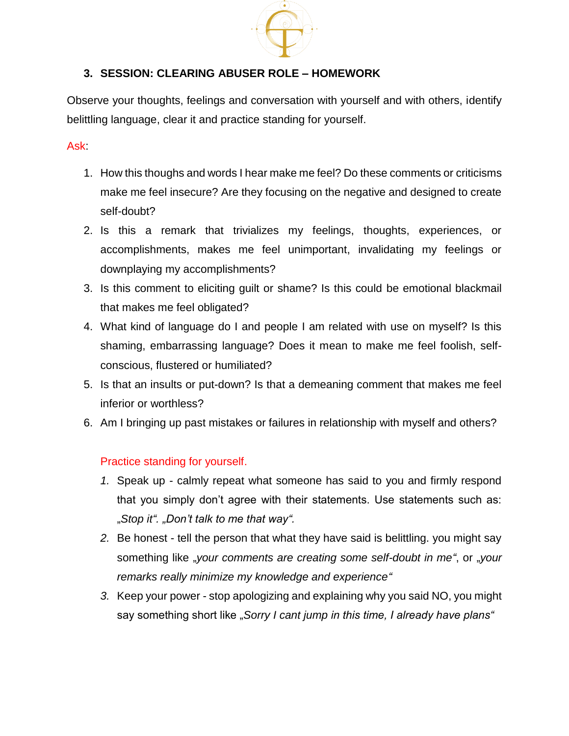### 3. SESSION: CLEARING ABUSER ROLE – HOMEWORK

Observe your thoughts, feelings and conversation with yourself and with others, identify belittling language, clear it and practice standing for yourself.

Ask:

1. How this thoughs and words I hear make me feel? Do these comments or criticisms make me feel insecure? Are they focusing on the negative and designed to create self-doubt?
2. Is this a remark that trivializes my feelings, thoughts, experiences, or accomplishments, makes me feel unimportant, invalidating my feelings or downplaying my accomplishments?
3. Is this comment to eliciting guilt or shame? Is this could be emotional blackmail that makes me feel obligated?
4. What kind of language do I and people I am related with use on myself? Is this shaming, embarrassing language? Does it mean to make me feel foolish, self-conscious, flustered or humiliated?
5. Is that an insults or put-down? Is that a demeaning comment that makes me feel inferior or worthless?
6. Am I bringing up past mistakes or failures in relationship with myself and others?

Practice standing for yourself.

1. Speak up - calmly repeat what someone has said to you and firmly respond that you simply don't agree with their statements. Use statements such as: *„Stop it". „Don't talk to me that way".*
2. Be honest - tell the person that what they have said is belittling. you might say something like *„your comments are creating some self-doubt in me"*, or *„your remarks really minimize my knowledge and experience"*
3. Keep your power - stop apologizing and explaining why you said NO, you might say something short like *„Sorry I cant jump in this time, I already have plans"*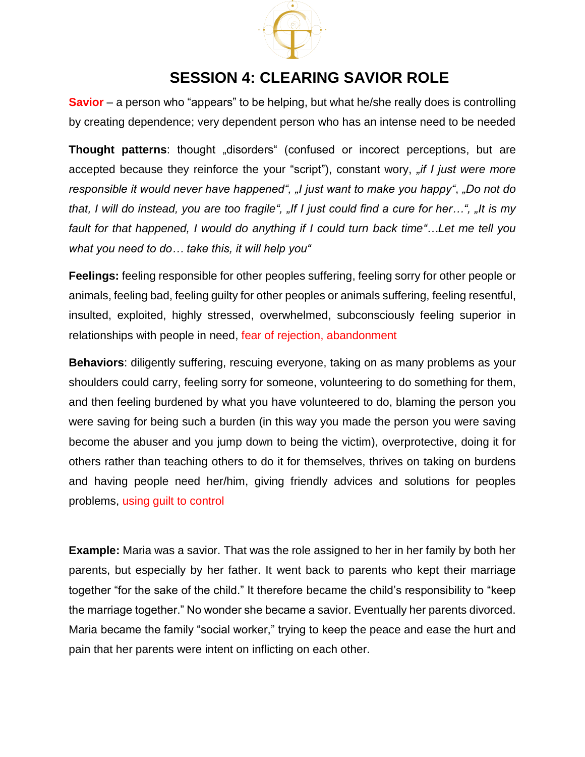# SESSION 4: CLEARING SAVIOR ROLE

**Savior** – a person who “appears” to be helping, but what he/she really does is controlling by creating dependence; very dependent person who has an intense need to be needed

**Thought patterns**: thought „disorders“ (confused or incorect perceptions, but are accepted because they reinforce the your “script”), constant wory, *„if I just were more responsible it would never have happened“, „I just want to make you happy“*, *„Do not do that, I will do instead, you are too fragile“, „If I just could find a cure for her…“, „It is my fault for that happened, I would do anything if I could turn back time“…Let me tell you what you need to do… take this, it will help you“*

**Feelings:** feeling responsible for other peoples suffering, feeling sorry for other people or animals, feeling bad, feeling guilty for other peoples or animals suffering, feeling resentful, insulted, exploited, highly stressed, overwhelmed, subconsciously feeling superior in relationships with people in need, fear of rejection, abandonment

**Behaviors**: diligently suffering, rescuing everyone, taking on as many problems as your shoulders could carry, feeling sorry for someone, volunteering to do something for them, and then feeling burdened by what you have volunteered to do, blaming the person you were saving for being such a burden (in this way you made the person you were saving become the abuser and you jump down to being the victim), overprotective, doing it for others rather than teaching others to do it for themselves, thrives on taking on burdens and having people need her/him, giving friendly advices and solutions for peoples problems, using guilt to control

**Example:** Maria was a savior. That was the role assigned to her in her family by both her parents, but especially by her father. It went back to parents who kept their marriage together “for the sake of the child.” It therefore became the child’s responsibility to “keep the marriage together.” No wonder she became a savior. Eventually her parents divorced. Maria became the family “social worker,” trying to keep the peace and ease the hurt and pain that her parents were intent on inflicting on each other.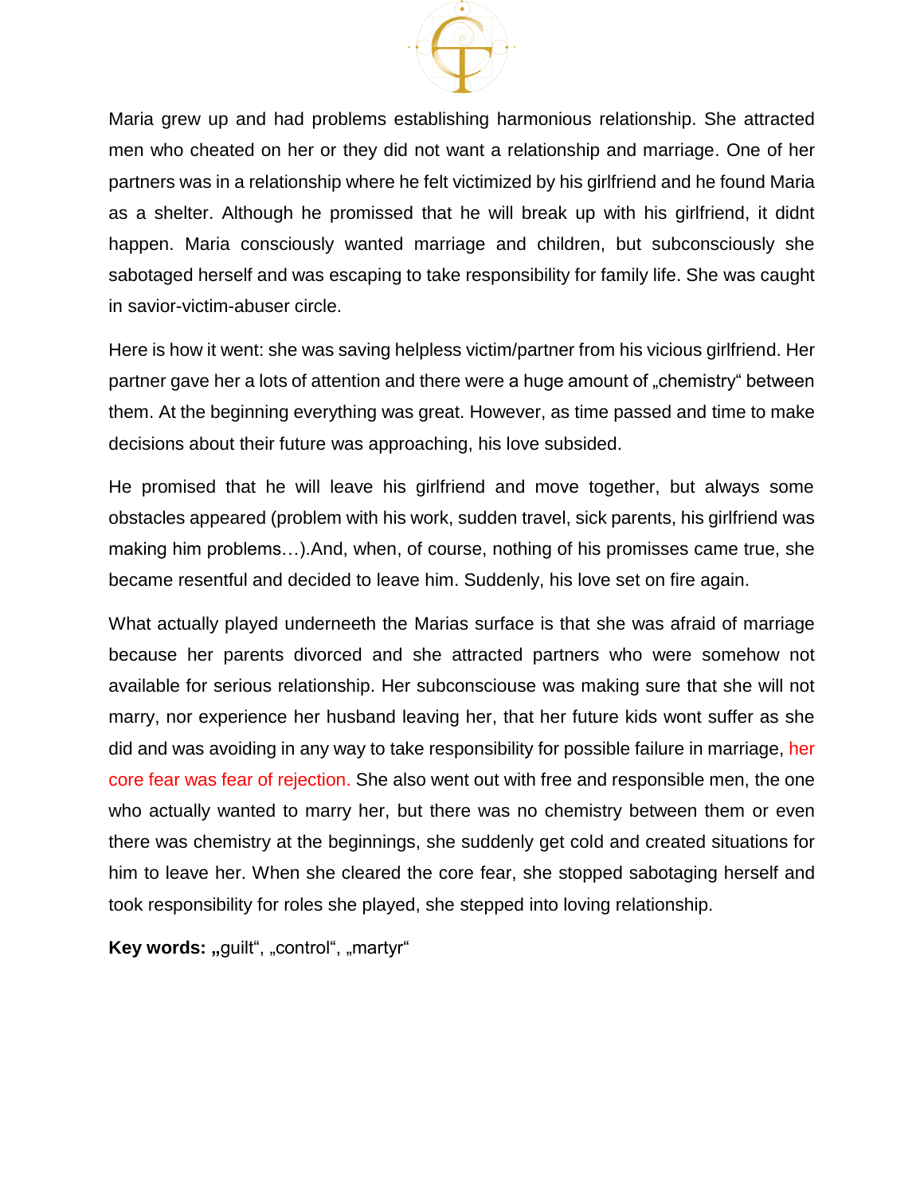Maria grew up and had problems establishing harmonious relationship. She attracted men who cheated on her or they did not want a relationship and marriage. One of her partners was in a relationship where he felt victimized by his girlfriend and he found Maria as a shelter. Although he promissed that he will break up with his girlfriend, it didnt happen. Maria consciously wanted marriage and children, but subconsciously she sabotaged herself and was escaping to take responsibility for family life. She was caught in savior-victim-abuser circle.

Here is how it went: she was saving helpless victim/partner from his vicious girlfriend. Her partner gave her a lots of attention and there were a huge amount of „chemistry" between them. At the beginning everything was great. However, as time passed and time to make decisions about their future was approaching, his love subsided.

He promised that he will leave his girlfriend and move together, but always some obstacles appeared (problem with his work, sudden travel, sick parents, his girlfriend was making him problems…).And, when, of course, nothing of his promisses came true, she became resentful and decided to leave him. Suddenly, his love set on fire again.

What actually played underneeth the Marias surface is that she was afraid of marriage because her parents divorced and she attracted partners who were somehow not available for serious relationship. Her subconsciouse was making sure that she will not marry, nor experience her husband leaving her, that her future kids wont suffer as she did and was avoiding in any way to take responsibility for possible failure in marriage, her core fear was fear of rejection. She also went out with free and responsible men, the one who actually wanted to marry her, but there was no chemistry between them or even there was chemistry at the beginnings, she suddenly get cold and created situations for him to leave her. When she cleared the core fear, she stopped sabotaging herself and took responsibility for roles she played, she stepped into loving relationship.

**Key words: „**guilt", „control", „martyr"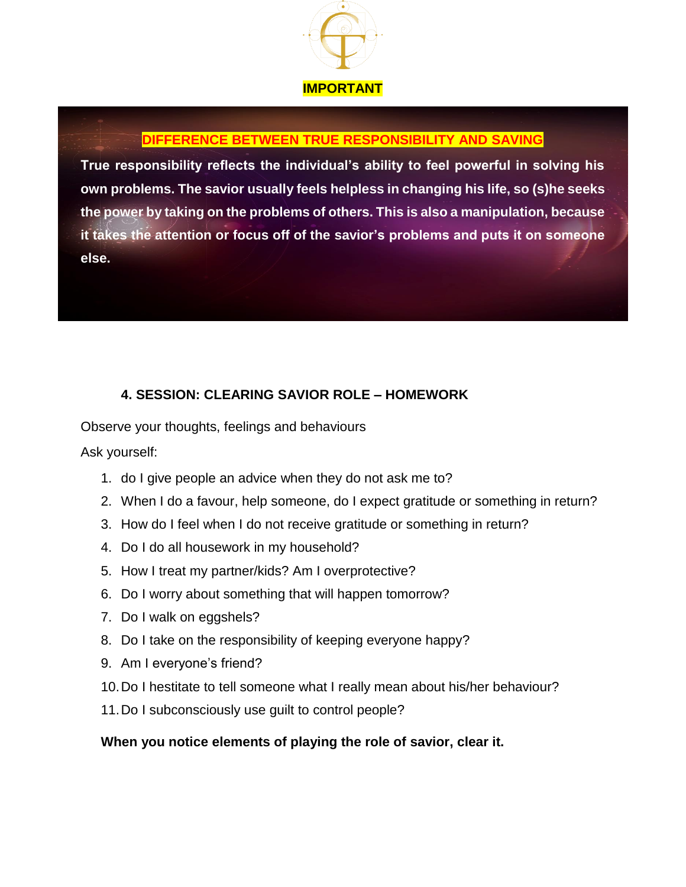**IMPORTANT**

**DIFFERENCE BETWEEN TRUE RESPONSIBILITY AND SAVING**

**True responsibility reflects the individual's ability to feel powerful in solving his own problems. The savior usually feels helpless in changing his life, so (s)he seeks the power by taking on the problems of others. This is also a manipulation, because it takes the attention or focus off of the savior's problems and puts it on someone else.**

### 4. SESSION: CLEARING SAVIOR ROLE – HOMEWORK

Observe your thoughts, feelings and behaviours

Ask yourself:

1. do I give people an advice when they do not ask me to?
2. When I do a favour, help someone, do I expect gratitude or something in return?
3. How do I feel when I do not receive gratitude or something in return?
4. Do I do all housework in my household?
5. How I treat my partner/kids? Am I overprotective?
6. Do I worry about something that will happen tomorrow?
7. Do I walk on eggshels?
8. Do I take on the responsibility of keeping everyone happy?
9. Am I everyone's friend?
10. Do I hestitate to tell someone what I really mean about his/her behaviour?
11. Do I subconsciously use guilt to control people?

**When you notice elements of playing the role of savior, clear it.**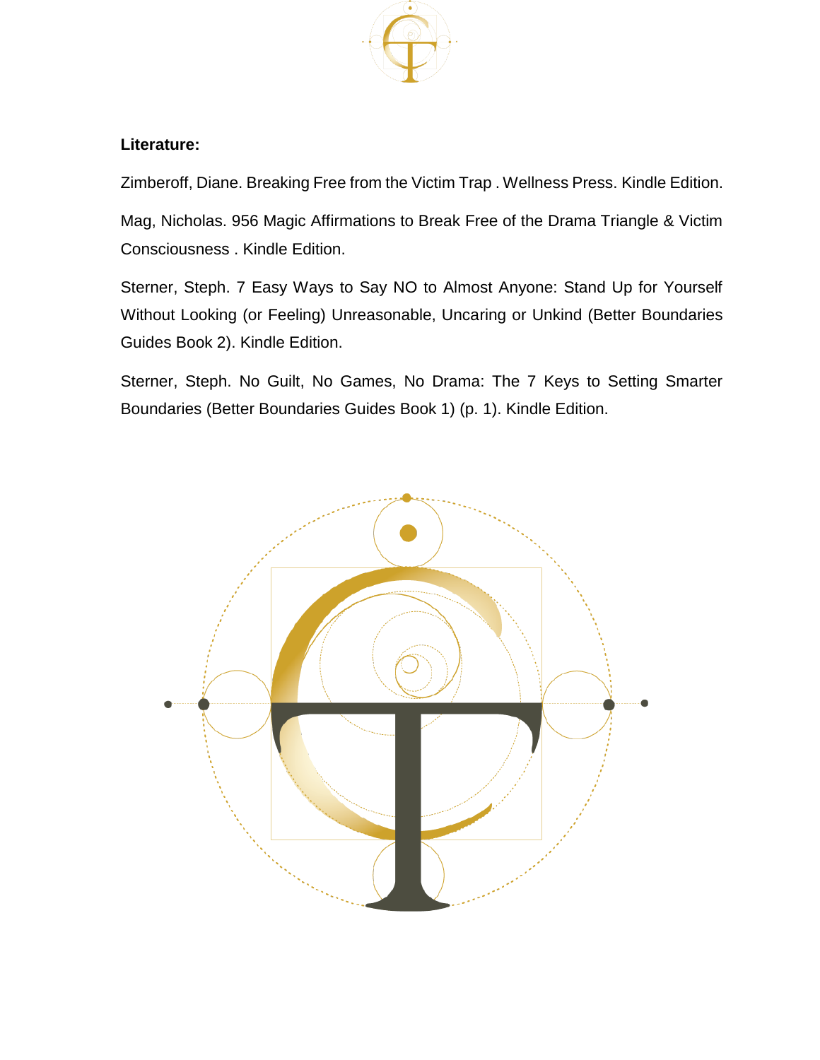**Literature:**

Zimberoff, Diane. Breaking Free from the Victim Trap . Wellness Press. Kindle Edition.

Mag, Nicholas. 956 Magic Affirmations to Break Free of the Drama Triangle & Victim Consciousness . Kindle Edition.

Sterner, Steph. 7 Easy Ways to Say NO to Almost Anyone: Stand Up for Yourself Without Looking (or Feeling) Unreasonable, Uncaring or Unkind (Better Boundaries Guides Book 2). Kindle Edition.

Sterner, Steph. No Guilt, No Games, No Drama: The 7 Keys to Setting Smarter Boundaries (Better Boundaries Guides Book 1) (p. 1). Kindle Edition.